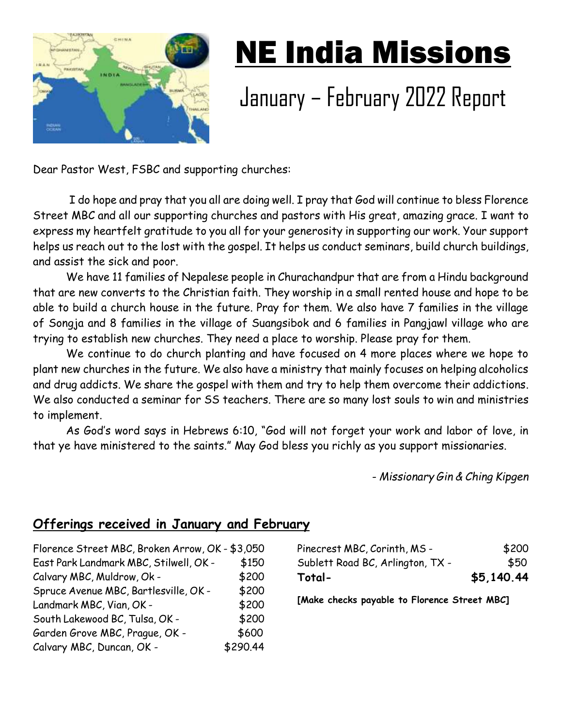# NE India Missions

## January – February 2022 Report

Dear Pastor West, FSBC and supporting churches:

I do hope and pray that you all are doing well. I pray that God will continue to bless Florence Street MBC and all our supporting churches and pastors with His great, amazing grace. I want to express my heartfelt gratitude to you all for your generosity in supporting our work. Your support helps us reach out to the lost with the gospel. It helps us conduct seminars, build church buildings, and assist the sick and poor.

We have 11 families of Nepalese people in Churachandpur that are from a Hindu background that are new converts to the Christian faith. They worship in a small rented house and hope to be able to build a church house in the future. Pray for them. We also have 7 families in the village of Songja and 8 families in the village of Suangsibok and 6 families in Pangjawl village who are trying to establish new churches. They need a place to worship. Please pray for them.

We continue to do church planting and have focused on 4 more places where we hope to plant new churches in the future. We also have a ministry that mainly focuses on helping alcoholics and drug addicts. We share the gospel with them and try to help them overcome their addictions. We also conducted a seminar for SS teachers. There are so many lost souls to win and ministries to implement.

As God's word says in Hebrews 6:10, "God will not forget your work and labor of love, in that ye have ministered to the saints." May God bless you richly as you support missionaries.

*- Missionary Gin & Ching Kipgen*

## Offerings received in January and February

| Church | Amount |
|---|---|
| Florence Street MBC, Broken Arrow, OK - | $3,050 |
| East Park Landmark MBC, Stilwell, OK - | $150 |
| Calvary MBC, Muldrow, Ok - | $200 |
| Spruce Avenue MBC, Bartlesville, OK - | $200 |
| Landmark MBC, Vian, OK - | $200 |
| South Lakewood BC, Tulsa, OK - | $200 |
| Garden Grove MBC, Prague, OK - | $600 |
| Calvary MBC, Duncan, OK - | $290.44 |
| Pinecrest MBC, Corinth, MS - | $200 |
| Sublett Road BC, Arlington, TX - | $50 |
| **Total-** | **$5,140.44** |

**[Make checks payable to Florence Street MBC]**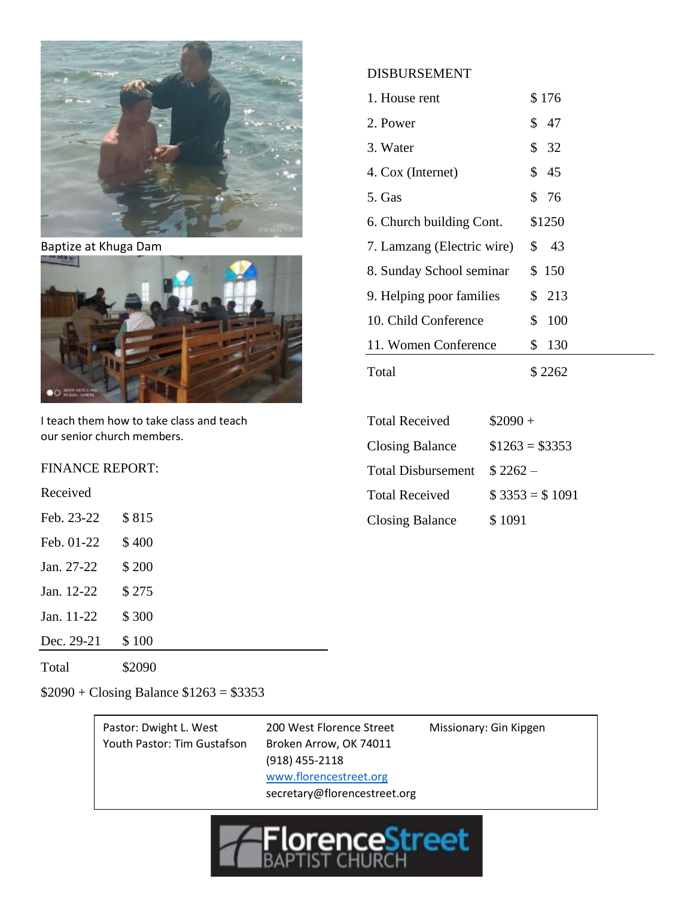Baptize at Khuga Dam

I teach them how to take class and teach our senior church members.

FINANCE REPORT:

Received

| | |
|---|---|
| Feb. 23-22 | $ 815 |
| Feb. 01-22 | $ 400 |
| Jan. 27-22 | $ 200 |
| Jan. 12-22 | $ 275 |
| Jan. 11-22 | $ 300 |
| Dec. 29-21 | $ 100 |
| Total | $2090 |

$2090 + Closing Balance $1263 = $3353

DISBURSEMENT

| | |
|---|---|
| 1. House rent | $ 176 |
| 2. Power | $ 47 |
| 3. Water | $ 32 |
| 4. Cox (Internet) | $ 45 |
| 5. Gas | $ 76 |
| 6. Church building Cont. | $1250 |
| 7. Lamzang (Electric wire) | $ 43 |
| 8. Sunday School seminar | $ 150 |
| 9. Helping poor families | $ 213 |
| 10. Child Conference | $ 100 |
| 11. Women Conference | $ 130 |
| Total | $ 2262 |

| | |
|---|---|
| Total Received | $2090 + |
| Closing Balance | $1263 = $3353 |
| Total Disbursement | $ 2262 – |
| Total Received | $ 3353 = $ 1091 |
| Closing Balance | $ 1091 |

Pastor: Dwight L. West
Youth Pastor: Tim Gustafson

200 West Florence Street
Broken Arrow, OK 74011
(918) 455-2118
www.florencestreet.org
secretary@florencestreet.org

Missionary: Gin Kipgen

FlorenceStreet BAPTIST CHURCH